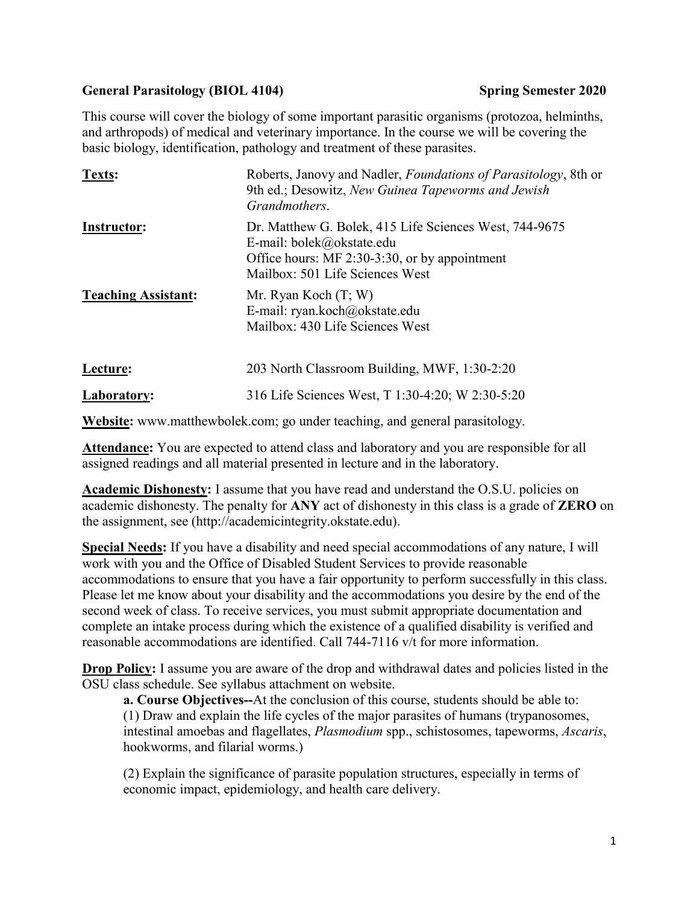**General Parasitology (BIOL 4104)** **Spring Semester 2020**

This course will cover the biology of some important parasitic organisms (protozoa, helminths, and arthropods) of medical and veterinary importance. In the course we will be covering the basic biology, identification, pathology and treatment of these parasites.

| | |
|---|---|
| **Texts:** | Roberts, Janovy and Nadler, *Foundations of Parasitology*, 8th or 9th ed.; Desowitz, *New Guinea Tapeworms and Jewish Grandmothers*. |
| **Instructor:** | Dr. Matthew G. Bolek, 415 Life Sciences West, 744-9675<br>E-mail: bolek@okstate.edu<br>Office hours: MF 2:30-3:30, or by appointment<br>Mailbox: 501 Life Sciences West |
| **Teaching Assistant:** | Mr. Ryan Koch (T; W)<br>E-mail: ryan.koch@okstate.edu<br>Mailbox: 430 Life Sciences West |
| **Lecture:** | 203 North Classroom Building, MWF, 1:30-2:20 |
| **Laboratory:** | 316 Life Sciences West, T 1:30-4:20; W 2:30-5:20 |

**Website:** www.matthewbolek.com; go under teaching, and general parasitology.

**Attendance:** You are expected to attend class and laboratory and you are responsible for all assigned readings and all material presented in lecture and in the laboratory.

**Academic Dishonesty:** I assume that you have read and understand the O.S.U. policies on academic dishonesty. The penalty for **ANY** act of dishonesty in this class is a grade of **ZERO** on the assignment, see (http://academicintegrity.okstate.edu).

**Special Needs:** If you have a disability and need special accommodations of any nature, I will work with you and the Office of Disabled Student Services to provide reasonable accommodations to ensure that you have a fair opportunity to perform successfully in this class. Please let me know about your disability and the accommodations you desire by the end of the second week of class. To receive services, you must submit appropriate documentation and complete an intake process during which the existence of a qualified disability is verified and reasonable accommodations are identified. Call 744-7116 v/t for more information.

**Drop Policy:** I assume you are aware of the drop and withdrawal dates and policies listed in the OSU class schedule. See syllabus attachment on website.

**a. Course Objectives--**At the conclusion of this course, students should be able to:

(1) Draw and explain the life cycles of the major parasites of humans (trypanosomes, intestinal amoebas and flagellates, *Plasmodium* spp., schistosomes, tapeworms, *Ascaris*, hookworms, and filarial worms.)

(2) Explain the significance of parasite population structures, especially in terms of economic impact, epidemiology, and health care delivery.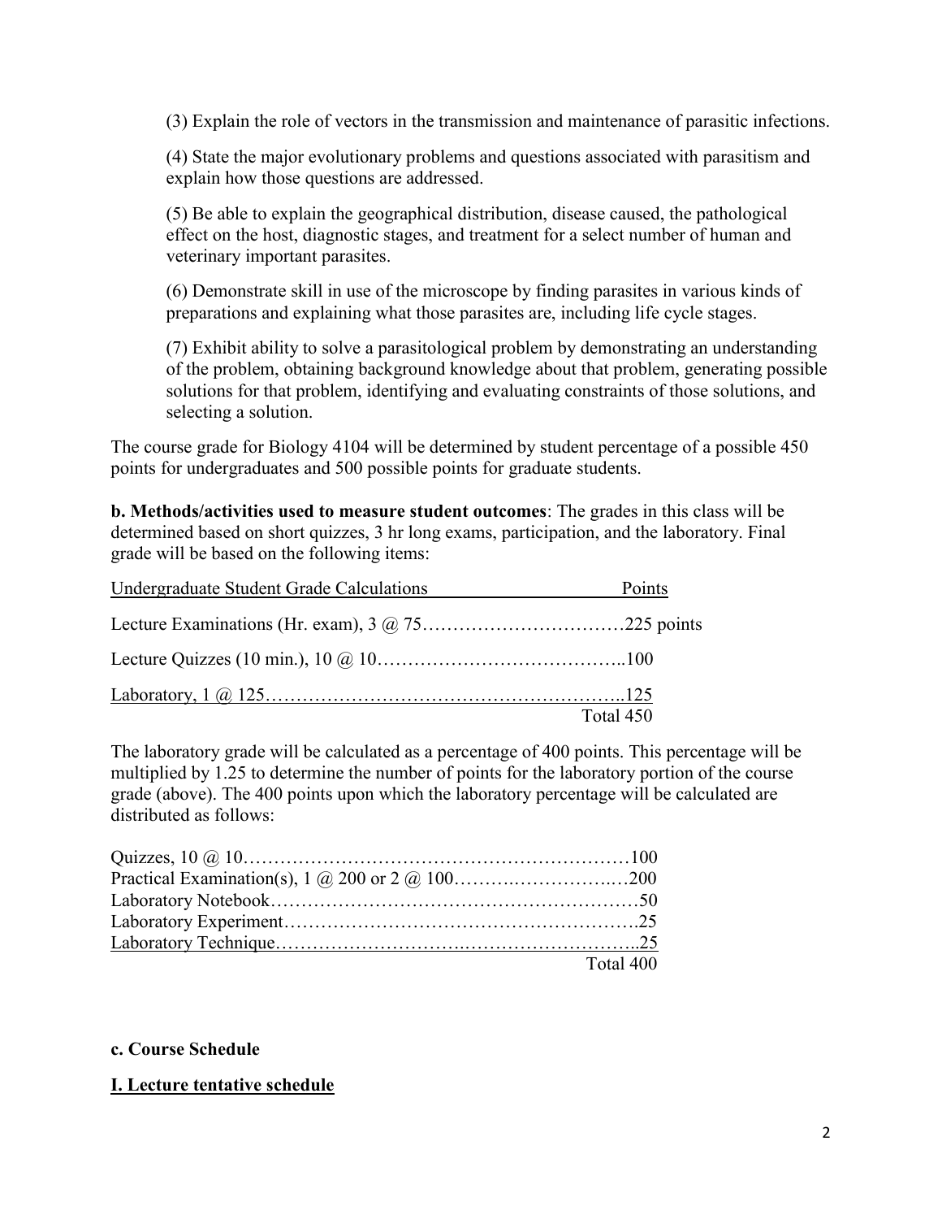(3) Explain the role of vectors in the transmission and maintenance of parasitic infections.

(4) State the major evolutionary problems and questions associated with parasitism and explain how those questions are addressed.

(5) Be able to explain the geographical distribution, disease caused, the pathological effect on the host, diagnostic stages, and treatment for a select number of human and veterinary important parasites.

(6) Demonstrate skill in use of the microscope by finding parasites in various kinds of preparations and explaining what those parasites are, including life cycle stages.

(7) Exhibit ability to solve a parasitological problem by demonstrating an understanding of the problem, obtaining background knowledge about that problem, generating possible solutions for that problem, identifying and evaluating constraints of those solutions, and selecting a solution.

The course grade for Biology 4104 will be determined by student percentage of a possible 450 points for undergraduates and 500 possible points for graduate students.

**b. Methods/activities used to measure student outcomes**: The grades in this class will be determined based on short quizzes, 3 hr long exams, participation, and the laboratory. Final grade will be based on the following items:

| Undergraduate Student Grade Calculations | Points |
|---|---|
| Lecture Examinations (Hr. exam), 3 @ 75 | 225 points |
| Lecture Quizzes (10 min.), 10 @ 10 | 100 |
| Laboratory, 1 @ 125 | 125 |
| | Total 450 |

The laboratory grade will be calculated as a percentage of 400 points. This percentage will be multiplied by 1.25 to determine the number of points for the laboratory portion of the course grade (above). The 400 points upon which the laboratory percentage will be calculated are distributed as follows:

| Item | Points |
|---|---|
| Quizzes, 10 @ 10 | 100 |
| Practical Examination(s), 1 @ 200 or 2 @ 100 | 200 |
| Laboratory Notebook | 50 |
| Laboratory Experiment | 25 |
| Laboratory Technique | 25 |
| | Total 400 |

**c. Course Schedule**

**I. Lecture tentative schedule**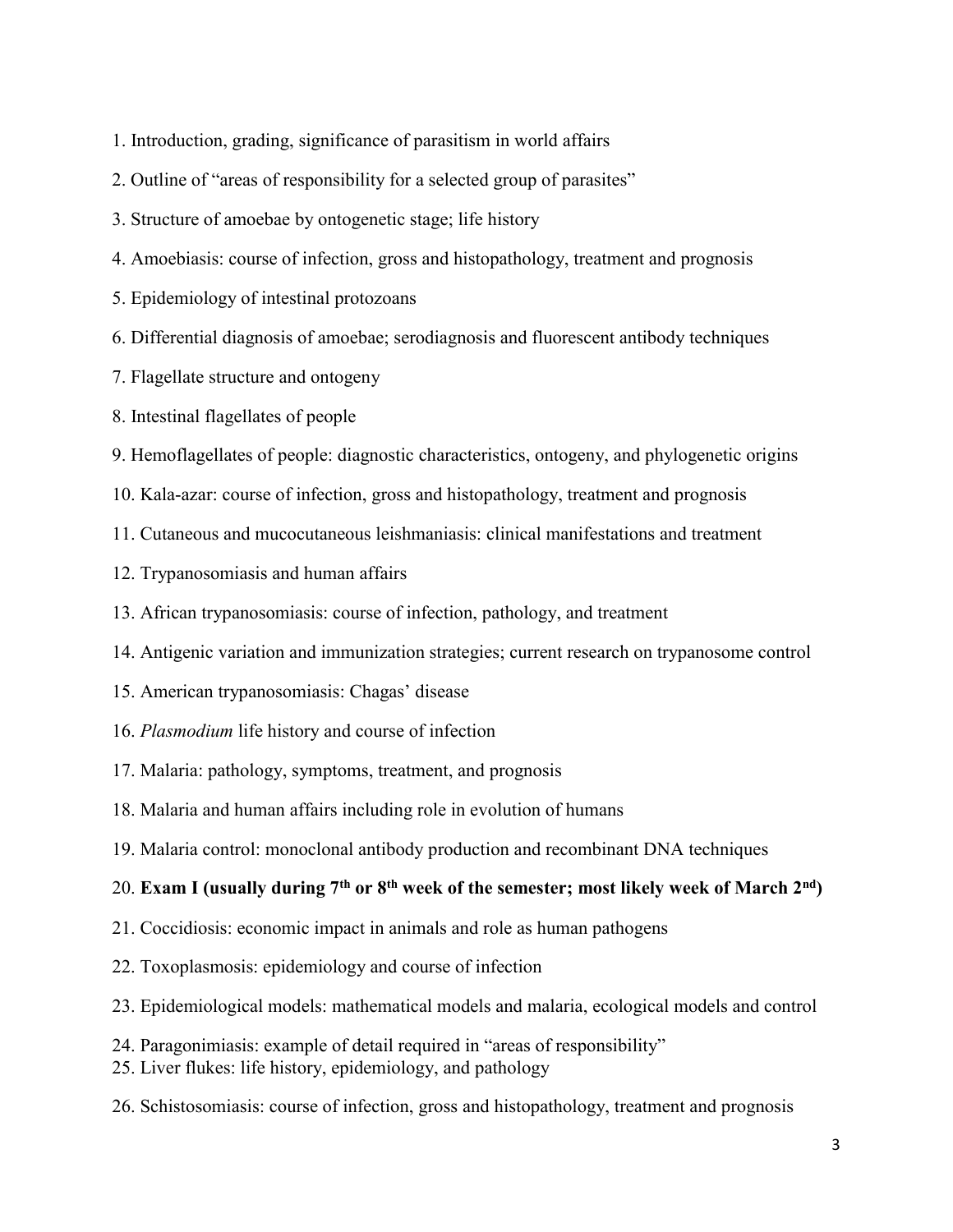1. Introduction, grading, significance of parasitism in world affairs

2. Outline of "areas of responsibility for a selected group of parasites"

3. Structure of amoebae by ontogenetic stage; life history

4. Amoebiasis: course of infection, gross and histopathology, treatment and prognosis

5. Epidemiology of intestinal protozoans

6. Differential diagnosis of amoebae; serodiagnosis and fluorescent antibody techniques

7. Flagellate structure and ontogeny

8. Intestinal flagellates of people

9. Hemoflagellates of people: diagnostic characteristics, ontogeny, and phylogenetic origins

10. Kala-azar: course of infection, gross and histopathology, treatment and prognosis

11. Cutaneous and mucocutaneous leishmaniasis: clinical manifestations and treatment

12. Trypanosomiasis and human affairs

13. African trypanosomiasis: course of infection, pathology, and treatment

14. Antigenic variation and immunization strategies; current research on trypanosome control

15. American trypanosomiasis: Chagas' disease

16. *Plasmodium* life history and course of infection

17. Malaria: pathology, symptoms, treatment, and prognosis

18. Malaria and human affairs including role in evolution of humans

19. Malaria control: monoclonal antibody production and recombinant DNA techniques

20. **Exam I (usually during 7th or 8th week of the semester; most likely week of March 2nd)**

21. Coccidiosis: economic impact in animals and role as human pathogens

22. Toxoplasmosis: epidemiology and course of infection

23. Epidemiological models: mathematical models and malaria, ecological models and control

24. Paragonimiasis: example of detail required in "areas of responsibility"

25. Liver flukes: life history, epidemiology, and pathology

26. Schistosomiasis: course of infection, gross and histopathology, treatment and prognosis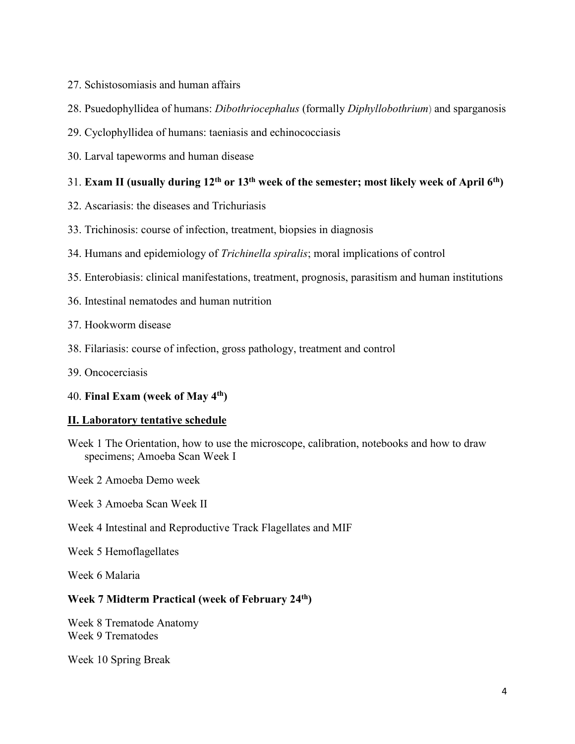27. Schistosomiasis and human affairs

28. Psuedophyllidea of humans: *Dibothriocephalus* (formally *Diphyllobothrium*) and sparganosis

29. Cyclophyllidea of humans: taeniasis and echinococciasis

30. Larval tapeworms and human disease

31. **Exam II (usually during 12th or 13th week of the semester; most likely week of April 6th)**

32. Ascariasis: the diseases and Trichuriasis

33. Trichinosis: course of infection, treatment, biopsies in diagnosis

34. Humans and epidemiology of *Trichinella spiralis*; moral implications of control

35. Enterobiasis: clinical manifestations, treatment, prognosis, parasitism and human institutions

36. Intestinal nematodes and human nutrition

37. Hookworm disease

38. Filariasis: course of infection, gross pathology, treatment and control

39. Oncocerciasis

40. **Final Exam (week of May 4th)**

## II. Laboratory tentative schedule

Week 1 The Orientation, how to use the microscope, calibration, notebooks and how to draw specimens; Amoeba Scan Week I

Week 2 Amoeba Demo week

Week 3 Amoeba Scan Week II

Week 4 Intestinal and Reproductive Track Flagellates and MIF

Week 5 Hemoflagellates

Week 6 Malaria

**Week 7 Midterm Practical (week of February 24th)**

Week 8 Trematode Anatomy
Week 9 Trematodes

Week 10 Spring Break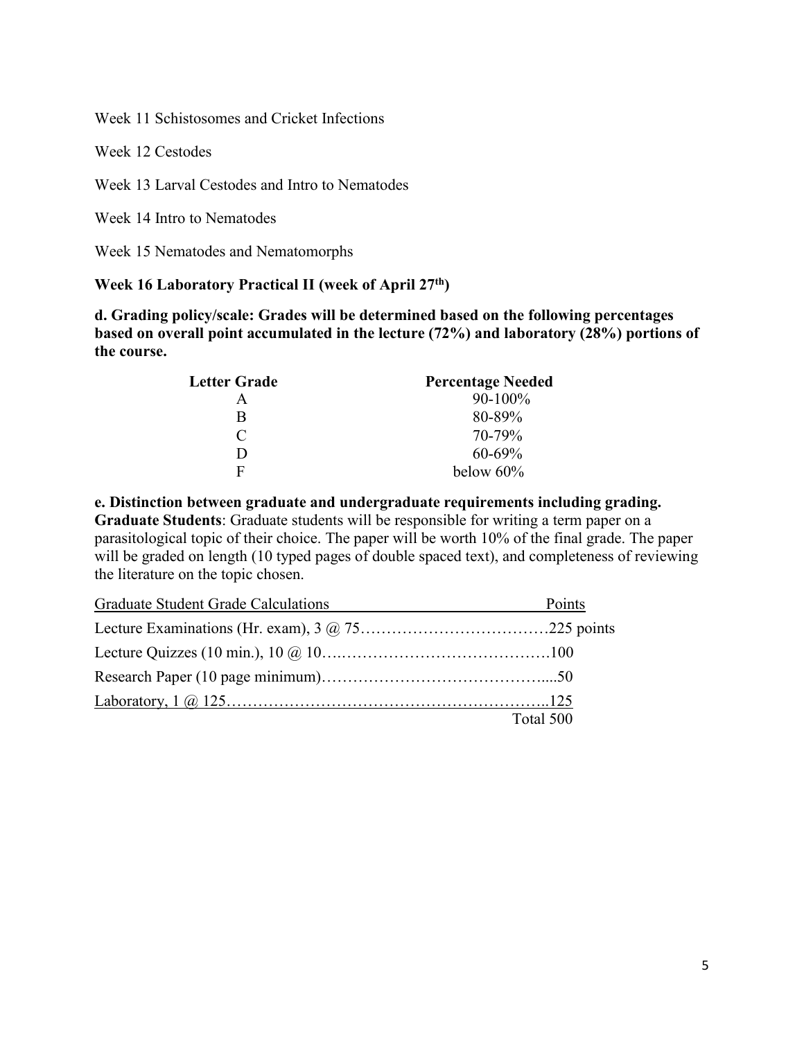Week 11 Schistosomes and Cricket Infections

Week 12 Cestodes

Week 13 Larval Cestodes and Intro to Nematodes

Week 14 Intro to Nematodes

Week 15 Nematodes and Nematomorphs

**Week 16 Laboratory Practical II (week of April 27th)**

**d. Grading policy/scale: Grades will be determined based on the following percentages based on overall point accumulated in the lecture (72%) and laboratory (28%) portions of the course.**

| Letter Grade | Percentage Needed |
|---|---|
| A | 90-100% |
| B | 80-89% |
| C | 70-79% |
| D | 60-69% |
| F | below 60% |

**e. Distinction between graduate and undergraduate requirements including grading.**
**Graduate Students**: Graduate students will be responsible for writing a term paper on a parasitological topic of their choice. The paper will be worth 10% of the final grade. The paper will be graded on length (10 typed pages of double spaced text), and completeness of reviewing the literature on the topic chosen.

| Graduate Student Grade Calculations | Points |
|---|---|
| Lecture Examinations (Hr. exam), 3 @ 75 | 225 points |
| Lecture Quizzes (10 min.), 10 @ 10 | 100 |
| Research Paper (10 page minimum) | 50 |
| Laboratory, 1 @ 125 | 125 |
| | Total 500 |